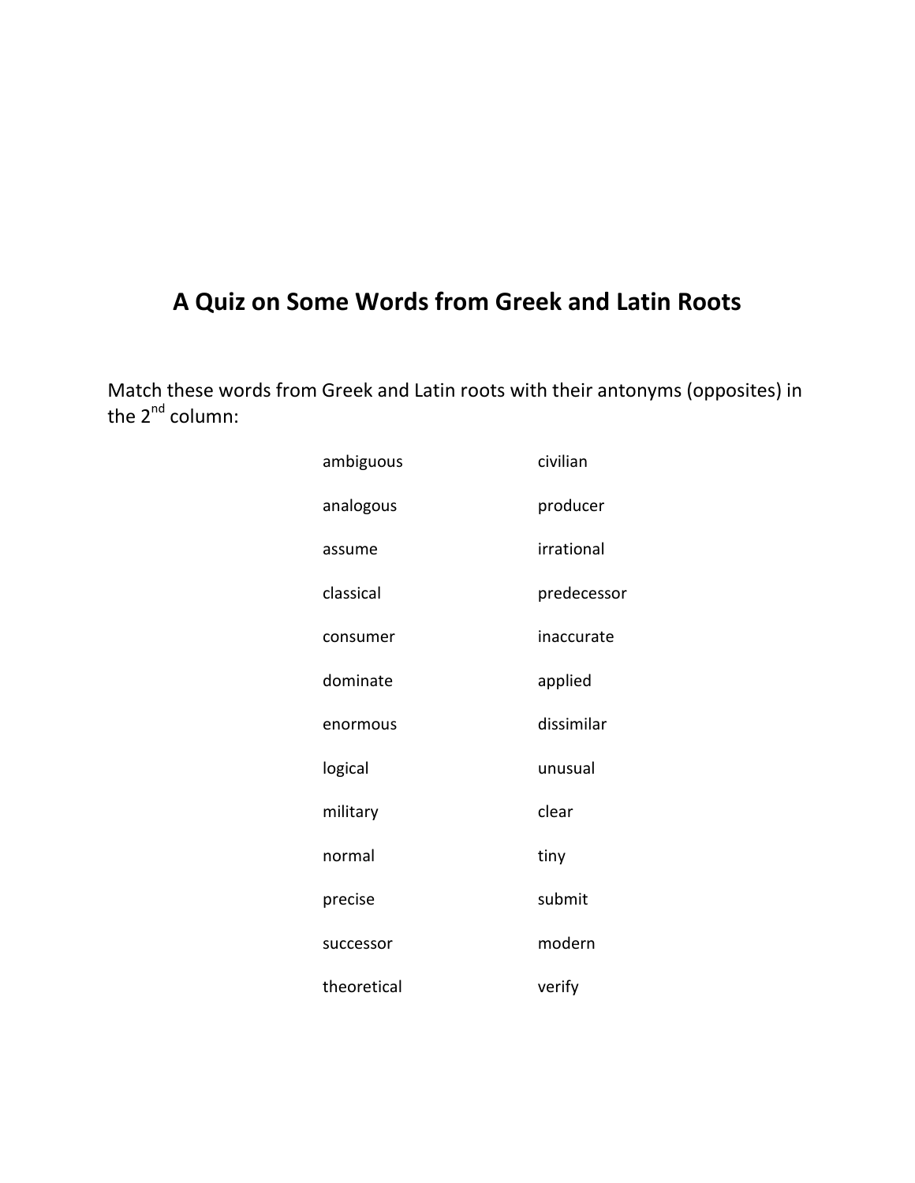# A Quiz on Some Words from Greek and Latin Roots

Match these words from Greek and Latin roots with their antonyms (opposites) in the 2nd column:

| | |
|---|---|
| ambiguous | civilian |
| analogous | producer |
| assume | irrational |
| classical | predecessor |
| consumer | inaccurate |
| dominate | applied |
| enormous | dissimilar |
| logical | unusual |
| military | clear |
| normal | tiny |
| precise | submit |
| successor | modern |
| theoretical | verify |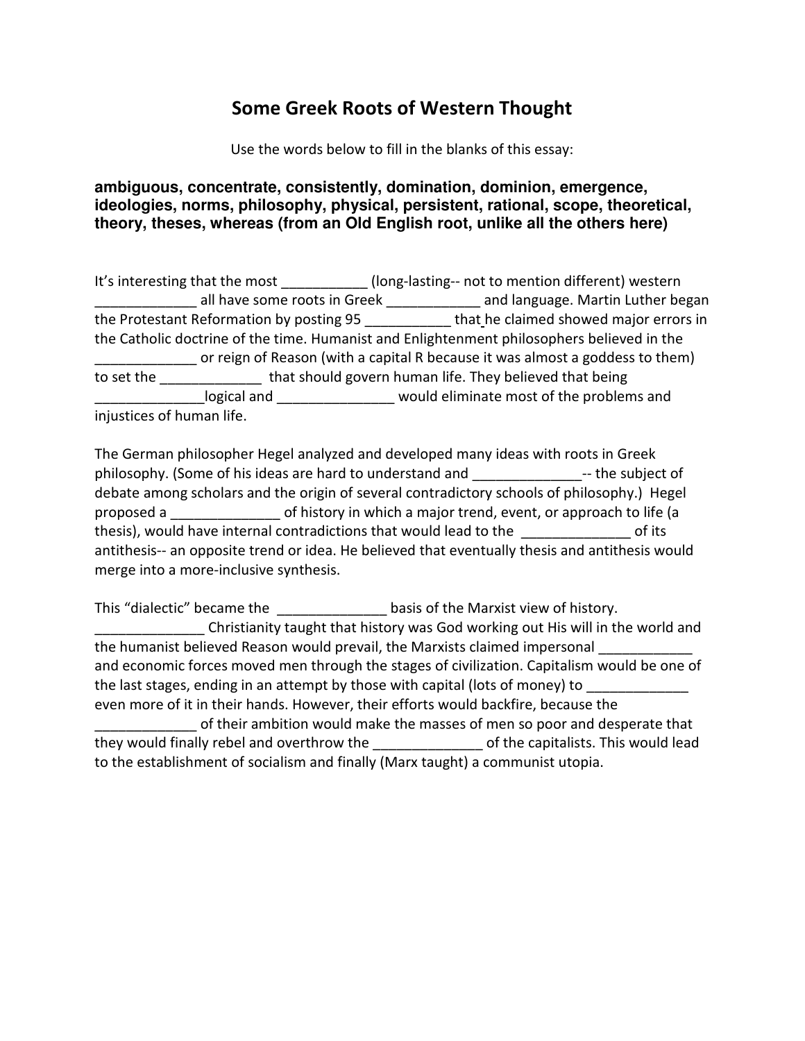# Some Greek Roots of Western Thought

Use the words below to fill in the blanks of this essay:

**ambiguous, concentrate, consistently, domination, dominion, emergence, ideologies, norms, philosophy, physical, persistent, rational, scope, theoretical, theory, theses, whereas (from an Old English root, unlike all the others here)**

It's interesting that the most ___________ (long-lasting-- not to mention different) western _____________ all have some roots in Greek ____________ and language. Martin Luther began the Protestant Reformation by posting 95 ___________ that he claimed showed major errors in the Catholic doctrine of the time. Humanist and Enlightenment philosophers believed in the _____________ or reign of Reason (with a capital R because it was almost a goddess to them) to set the _____________ that should govern human life. They believed that being ______________logical and _______________ would eliminate most of the problems and injustices of human life.

The German philosopher Hegel analyzed and developed many ideas with roots in Greek philosophy. (Some of his ideas are hard to understand and ______________-- the subject of debate among scholars and the origin of several contradictory schools of philosophy.) Hegel proposed a ______________ of history in which a major trend, event, or approach to life (a thesis), would have internal contradictions that would lead to the ______________ of its antithesis-- an opposite trend or idea. He believed that eventually thesis and antithesis would merge into a more-inclusive synthesis.

This "dialectic" became the ______________ basis of the Marxist view of history. ______________ Christianity taught that history was God working out His will in the world and the humanist believed Reason would prevail, the Marxists claimed impersonal ____________ and economic forces moved men through the stages of civilization. Capitalism would be one of the last stages, ending in an attempt by those with capital (lots of money) to _____________ even more of it in their hands. However, their efforts would backfire, because the _____________ of their ambition would make the masses of men so poor and desperate that they would finally rebel and overthrow the ______________ of the capitalists. This would lead to the establishment of socialism and finally (Marx taught) a communist utopia.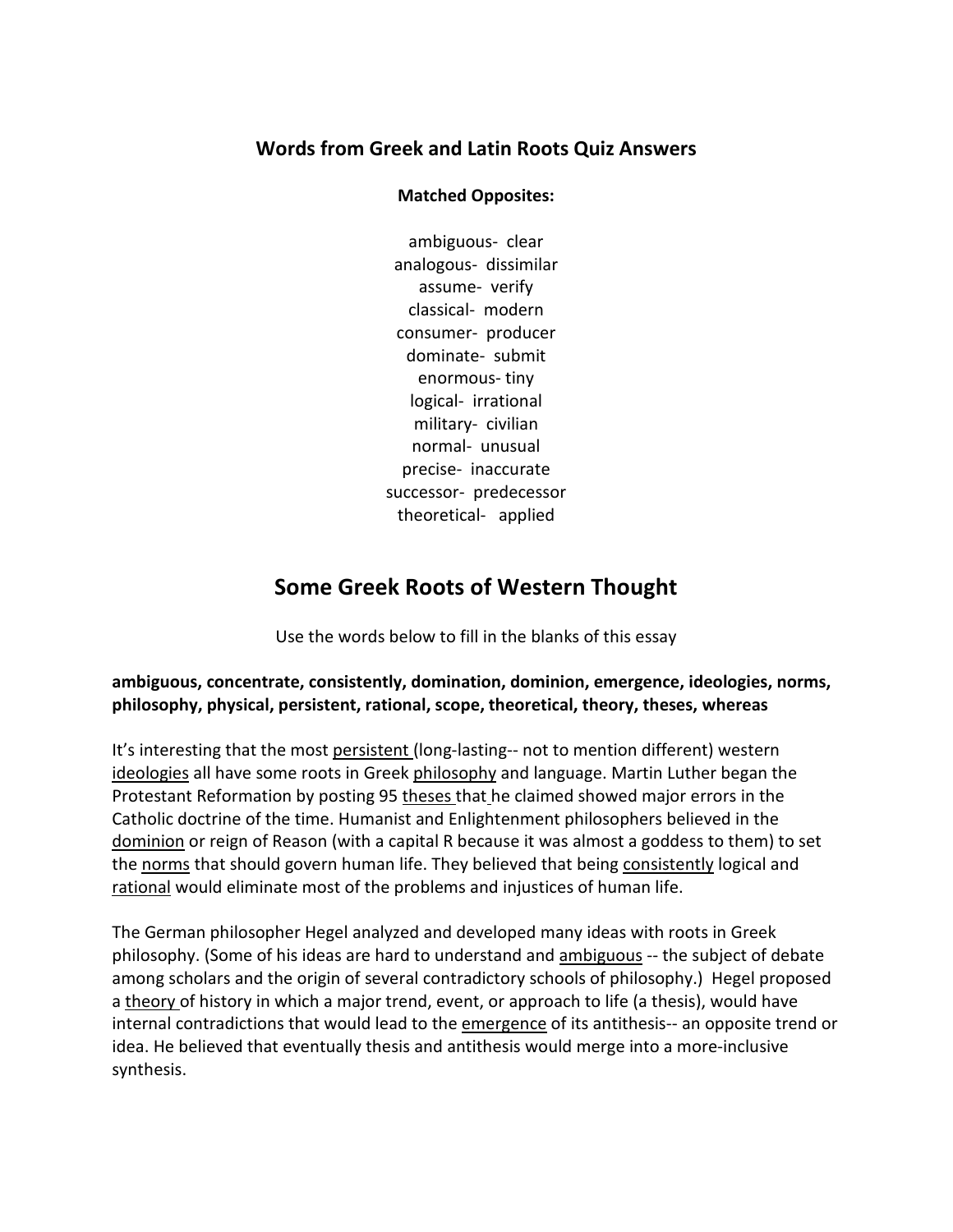### Words from Greek and Latin Roots Quiz Answers

**Matched Opposites:**

ambiguous- clear
analogous- dissimilar
assume- verify
classical- modern
consumer- producer
dominate- submit
enormous- tiny
logical- irrational
military- civilian
normal- unusual
precise- inaccurate
successor- predecessor
theoretical- applied

## Some Greek Roots of Western Thought

Use the words below to fill in the blanks of this essay

**ambiguous, concentrate, consistently, domination, dominion, emergence, ideologies, norms, philosophy, physical, persistent, rational, scope, theoretical, theory, theses, whereas**

It's interesting that the most persistent (long-lasting-- not to mention different) western ideologies all have some roots in Greek philosophy and language. Martin Luther began the Protestant Reformation by posting 95 theses that he claimed showed major errors in the Catholic doctrine of the time. Humanist and Enlightenment philosophers believed in the dominion or reign of Reason (with a capital R because it was almost a goddess to them) to set the norms that should govern human life. They believed that being consistently logical and rational would eliminate most of the problems and injustices of human life.

The German philosopher Hegel analyzed and developed many ideas with roots in Greek philosophy. (Some of his ideas are hard to understand and ambiguous -- the subject of debate among scholars and the origin of several contradictory schools of philosophy.) Hegel proposed a theory of history in which a major trend, event, or approach to life (a thesis), would have internal contradictions that would lead to the emergence of its antithesis-- an opposite trend or idea. He believed that eventually thesis and antithesis would merge into a more-inclusive synthesis.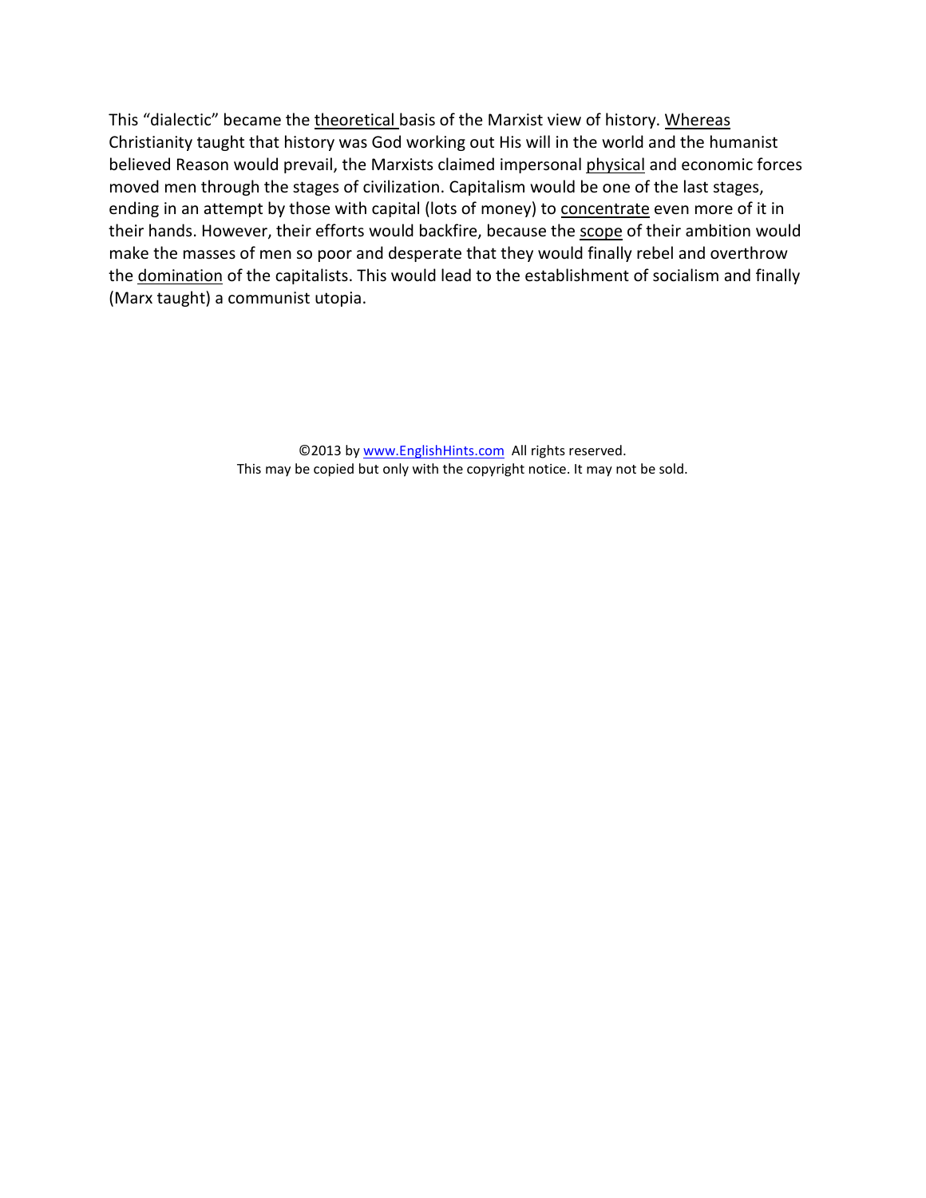This "dialectic" became the theoretical basis of the Marxist view of history. Whereas Christianity taught that history was God working out His will in the world and the humanist believed Reason would prevail, the Marxists claimed impersonal physical and economic forces moved men through the stages of civilization. Capitalism would be one of the last stages, ending in an attempt by those with capital (lots of money) to concentrate even more of it in their hands. However, their efforts would backfire, because the scope of their ambition would make the masses of men so poor and desperate that they would finally rebel and overthrow the domination of the capitalists. This would lead to the establishment of socialism and finally (Marx taught) a communist utopia.

©2013 by www.EnglishHints.com All rights reserved.
This may be copied but only with the copyright notice. It may not be sold.